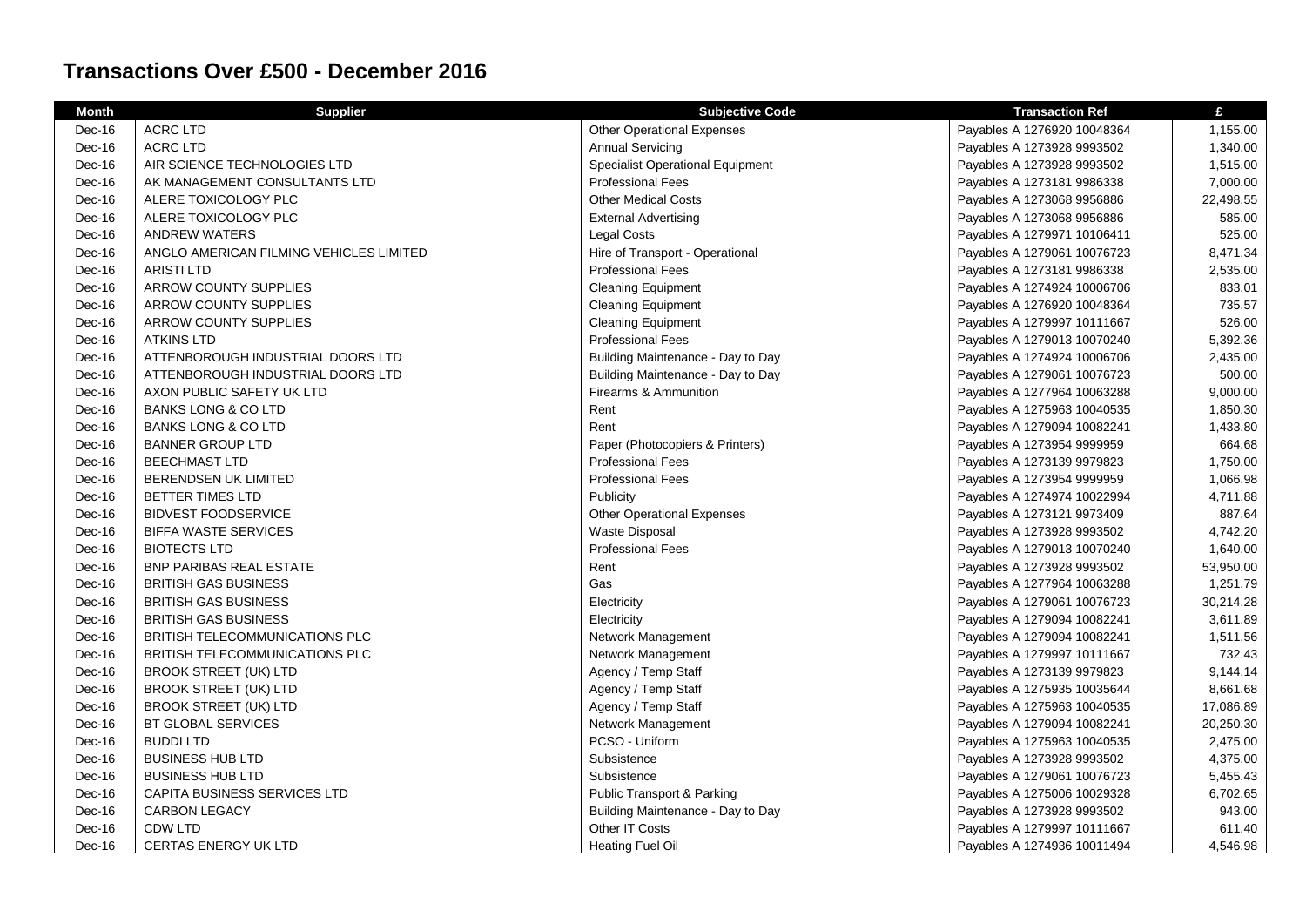# Transactions Over £500 - December 2016

| Month | Supplier | Subjective Code | Transaction Ref | £ |
|---|---|---|---|---|
| Dec-16 | ACRC LTD | Other Operational Expenses | Payables A 1276920 10048364 | 1,155.00 |
| Dec-16 | ACRC LTD | Annual Servicing | Payables A 1273928 9993502 | 1,340.00 |
| Dec-16 | AIR SCIENCE TECHNOLOGIES LTD | Specialist Operational Equipment | Payables A 1273928 9993502 | 1,515.00 |
| Dec-16 | AK MANAGEMENT CONSULTANTS LTD | Professional Fees | Payables A 1273181 9986338 | 7,000.00 |
| Dec-16 | ALERE TOXICOLOGY PLC | Other Medical Costs | Payables A 1273068 9956886 | 22,498.55 |
| Dec-16 | ALERE TOXICOLOGY PLC | External Advertising | Payables A 1273068 9956886 | 585.00 |
| Dec-16 | ANDREW WATERS | Legal Costs | Payables A 1279971 10106411 | 525.00 |
| Dec-16 | ANGLO AMERICAN FILMING VEHICLES LIMITED | Hire of Transport - Operational | Payables A 1279061 10076723 | 8,471.34 |
| Dec-16 | ARISTI LTD | Professional Fees | Payables A 1273181 9986338 | 2,535.00 |
| Dec-16 | ARROW COUNTY SUPPLIES | Cleaning Equipment | Payables A 1274924 10006706 | 833.01 |
| Dec-16 | ARROW COUNTY SUPPLIES | Cleaning Equipment | Payables A 1276920 10048364 | 735.57 |
| Dec-16 | ARROW COUNTY SUPPLIES | Cleaning Equipment | Payables A 1279997 10111667 | 526.00 |
| Dec-16 | ATKINS LTD | Professional Fees | Payables A 1279013 10070240 | 5,392.36 |
| Dec-16 | ATTENBOROUGH INDUSTRIAL DOORS LTD | Building Maintenance - Day to Day | Payables A 1274924 10006706 | 2,435.00 |
| Dec-16 | ATTENBOROUGH INDUSTRIAL DOORS LTD | Building Maintenance - Day to Day | Payables A 1279061 10076723 | 500.00 |
| Dec-16 | AXON PUBLIC SAFETY UK LTD | Firearms & Ammunition | Payables A 1277964 10063288 | 9,000.00 |
| Dec-16 | BANKS LONG & CO LTD | Rent | Payables A 1275963 10040535 | 1,850.30 |
| Dec-16 | BANKS LONG & CO LTD | Rent | Payables A 1279094 10082241 | 1,433.80 |
| Dec-16 | BANNER GROUP LTD | Paper (Photocopiers & Printers) | Payables A 1273954 9999959 | 664.68 |
| Dec-16 | BEECHMAST LTD | Professional Fees | Payables A 1273139 9979823 | 1,750.00 |
| Dec-16 | BERENDSEN UK LIMITED | Professional Fees | Payables A 1273954 9999959 | 1,066.98 |
| Dec-16 | BETTER TIMES LTD | Publicity | Payables A 1274974 10022994 | 4,711.88 |
| Dec-16 | BIDVEST FOODSERVICE | Other Operational Expenses | Payables A 1273121 9973409 | 887.64 |
| Dec-16 | BIFFA WASTE SERVICES | Waste Disposal | Payables A 1273928 9993502 | 4,742.20 |
| Dec-16 | BIOTECTS LTD | Professional Fees | Payables A 1279013 10070240 | 1,640.00 |
| Dec-16 | BNP PARIBAS REAL ESTATE | Rent | Payables A 1273928 9993502 | 53,950.00 |
| Dec-16 | BRITISH GAS BUSINESS | Gas | Payables A 1277964 10063288 | 1,251.79 |
| Dec-16 | BRITISH GAS BUSINESS | Electricity | Payables A 1279061 10076723 | 30,214.28 |
| Dec-16 | BRITISH GAS BUSINESS | Electricity | Payables A 1279094 10082241 | 3,611.89 |
| Dec-16 | BRITISH TELECOMMUNICATIONS PLC | Network Management | Payables A 1279094 10082241 | 1,511.56 |
| Dec-16 | BRITISH TELECOMMUNICATIONS PLC | Network Management | Payables A 1279997 10111667 | 732.43 |
| Dec-16 | BROOK STREET (UK) LTD | Agency / Temp Staff | Payables A 1273139 9979823 | 9,144.14 |
| Dec-16 | BROOK STREET (UK) LTD | Agency / Temp Staff | Payables A 1275935 10035644 | 8,661.68 |
| Dec-16 | BROOK STREET (UK) LTD | Agency / Temp Staff | Payables A 1275963 10040535 | 17,086.89 |
| Dec-16 | BT GLOBAL SERVICES | Network Management | Payables A 1279094 10082241 | 20,250.30 |
| Dec-16 | BUDDI LTD | PCSO - Uniform | Payables A 1275963 10040535 | 2,475.00 |
| Dec-16 | BUSINESS HUB LTD | Subsistence | Payables A 1273928 9993502 | 4,375.00 |
| Dec-16 | BUSINESS HUB LTD | Subsistence | Payables A 1279061 10076723 | 5,455.43 |
| Dec-16 | CAPITA BUSINESS SERVICES LTD | Public Transport & Parking | Payables A 1275006 10029328 | 6,702.65 |
| Dec-16 | CARBON LEGACY | Building Maintenance - Day to Day | Payables A 1273928 9993502 | 943.00 |
| Dec-16 | CDW LTD | Other IT Costs | Payables A 1279997 10111667 | 611.40 |
| Dec-16 | CERTAS ENERGY UK LTD | Heating Fuel Oil | Payables A 1274936 10011494 | 4,546.98 |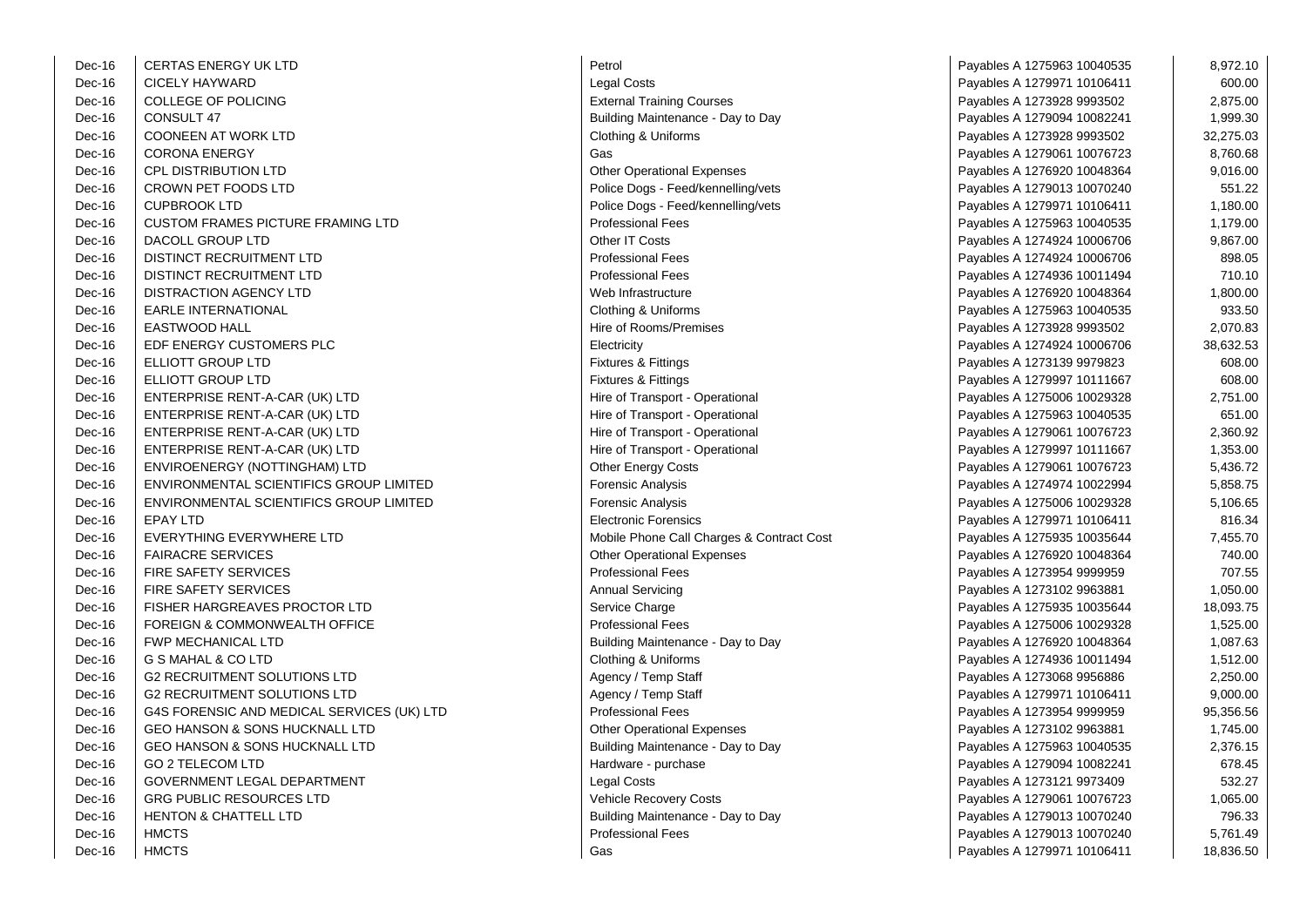| | | | | |
|---|---|---|---|---|
| Dec-16 | CERTAS ENERGY UK LTD | Petrol | Payables A 1275963 10040535 | 8,972.10 |
| Dec-16 | CICELY HAYWARD | Legal Costs | Payables A 1279971 10106411 | 600.00 |
| Dec-16 | COLLEGE OF POLICING | External Training Courses | Payables A 1273928 9993502 | 2,875.00 |
| Dec-16 | CONSULT 47 | Building Maintenance - Day to Day | Payables A 1279094 10082241 | 1,999.30 |
| Dec-16 | COONEEN AT WORK LTD | Clothing & Uniforms | Payables A 1273928 9993502 | 32,275.03 |
| Dec-16 | CORONA ENERGY | Gas | Payables A 1279061 10076723 | 8,760.68 |
| Dec-16 | CPL DISTRIBUTION LTD | Other Operational Expenses | Payables A 1276920 10048364 | 9,016.00 |
| Dec-16 | CROWN PET FOODS LTD | Police Dogs - Feed/kennelling/vets | Payables A 1279013 10070240 | 551.22 |
| Dec-16 | CUPBROOK LTD | Police Dogs - Feed/kennelling/vets | Payables A 1279971 10106411 | 1,180.00 |
| Dec-16 | CUSTOM FRAMES PICTURE FRAMING LTD | Professional Fees | Payables A 1275963 10040535 | 1,179.00 |
| Dec-16 | DACOLL GROUP LTD | Other IT Costs | Payables A 1274924 10006706 | 9,867.00 |
| Dec-16 | DISTINCT RECRUITMENT LTD | Professional Fees | Payables A 1274924 10006706 | 898.05 |
| Dec-16 | DISTINCT RECRUITMENT LTD | Professional Fees | Payables A 1274936 10011494 | 710.10 |
| Dec-16 | DISTRACTION AGENCY LTD | Web Infrastructure | Payables A 1276920 10048364 | 1,800.00 |
| Dec-16 | EARLE INTERNATIONAL | Clothing & Uniforms | Payables A 1275963 10040535 | 933.50 |
| Dec-16 | EASTWOOD HALL | Hire of Rooms/Premises | Payables A 1273928 9993502 | 2,070.83 |
| Dec-16 | EDF ENERGY CUSTOMERS PLC | Electricity | Payables A 1274924 10006706 | 38,632.53 |
| Dec-16 | ELLIOTT GROUP LTD | Fixtures & Fittings | Payables A 1273139 9979823 | 608.00 |
| Dec-16 | ELLIOTT GROUP LTD | Fixtures & Fittings | Payables A 1279997 10111667 | 608.00 |
| Dec-16 | ENTERPRISE RENT-A-CAR (UK) LTD | Hire of Transport - Operational | Payables A 1275006 10029328 | 2,751.00 |
| Dec-16 | ENTERPRISE RENT-A-CAR (UK) LTD | Hire of Transport - Operational | Payables A 1275963 10040535 | 651.00 |
| Dec-16 | ENTERPRISE RENT-A-CAR (UK) LTD | Hire of Transport - Operational | Payables A 1279061 10076723 | 2,360.92 |
| Dec-16 | ENTERPRISE RENT-A-CAR (UK) LTD | Hire of Transport - Operational | Payables A 1279997 10111667 | 1,353.00 |
| Dec-16 | ENVIROENERGY (NOTTINGHAM) LTD | Other Energy Costs | Payables A 1279061 10076723 | 5,436.72 |
| Dec-16 | ENVIRONMENTAL SCIENTIFICS GROUP LIMITED | Forensic Analysis | Payables A 1274974 10022994 | 5,858.75 |
| Dec-16 | ENVIRONMENTAL SCIENTIFICS GROUP LIMITED | Forensic Analysis | Payables A 1275006 10029328 | 5,106.65 |
| Dec-16 | EPAY LTD | Electronic Forensics | Payables A 1279971 10106411 | 816.34 |
| Dec-16 | EVERYTHING EVERYWHERE LTD | Mobile Phone Call Charges & Contract Cost | Payables A 1275935 10035644 | 7,455.70 |
| Dec-16 | FAIRACRE SERVICES | Other Operational Expenses | Payables A 1276920 10048364 | 740.00 |
| Dec-16 | FIRE SAFETY SERVICES | Professional Fees | Payables A 1273954 9999959 | 707.55 |
| Dec-16 | FIRE SAFETY SERVICES | Annual Servicing | Payables A 1273102 9963881 | 1,050.00 |
| Dec-16 | FISHER HARGREAVES PROCTOR LTD | Service Charge | Payables A 1275935 10035644 | 18,093.75 |
| Dec-16 | FOREIGN & COMMONWEALTH OFFICE | Professional Fees | Payables A 1275006 10029328 | 1,525.00 |
| Dec-16 | FWP MECHANICAL LTD | Building Maintenance - Day to Day | Payables A 1276920 10048364 | 1,087.63 |
| Dec-16 | G S MAHAL & CO LTD | Clothing & Uniforms | Payables A 1274936 10011494 | 1,512.00 |
| Dec-16 | G2 RECRUITMENT SOLUTIONS LTD | Agency / Temp Staff | Payables A 1273068 9956886 | 2,250.00 |
| Dec-16 | G2 RECRUITMENT SOLUTIONS LTD | Agency / Temp Staff | Payables A 1279971 10106411 | 9,000.00 |
| Dec-16 | G4S FORENSIC AND MEDICAL SERVICES (UK) LTD | Professional Fees | Payables A 1273954 9999959 | 95,356.56 |
| Dec-16 | GEO HANSON & SONS HUCKNALL LTD | Other Operational Expenses | Payables A 1273102 9963881 | 1,745.00 |
| Dec-16 | GEO HANSON & SONS HUCKNALL LTD | Building Maintenance - Day to Day | Payables A 1275963 10040535 | 2,376.15 |
| Dec-16 | GO 2 TELECOM LTD | Hardware - purchase | Payables A 1279094 10082241 | 678.45 |
| Dec-16 | GOVERNMENT LEGAL DEPARTMENT | Legal Costs | Payables A 1273121 9973409 | 532.27 |
| Dec-16 | GRG PUBLIC RESOURCES LTD | Vehicle Recovery Costs | Payables A 1279061 10076723 | 1,065.00 |
| Dec-16 | HENTON & CHATTELL LTD | Building Maintenance - Day to Day | Payables A 1279013 10070240 | 796.33 |
| Dec-16 | HMCTS | Professional Fees | Payables A 1279013 10070240 | 5,761.49 |
| Dec-16 | HMCTS | Gas | Payables A 1279971 10106411 | 18,836.50 |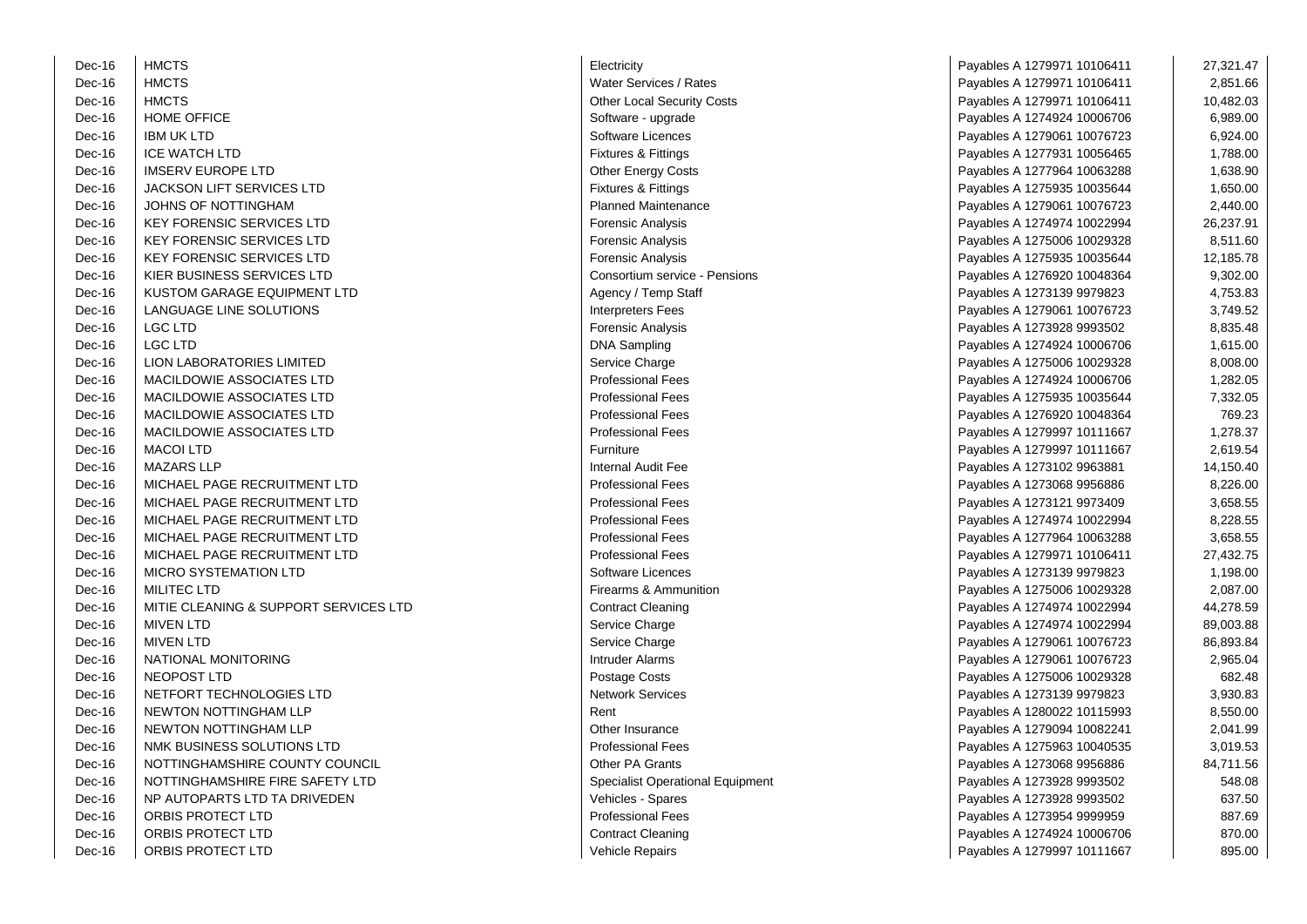| | | | | |
|---|---|---|---|---|
| Dec-16 | HMCTS | Electricity | Payables A 1279971 10106411 | 27,321.47 |
| Dec-16 | HMCTS | Water Services / Rates | Payables A 1279971 10106411 | 2,851.66 |
| Dec-16 | HMCTS | Other Local Security Costs | Payables A 1279971 10106411 | 10,482.03 |
| Dec-16 | HOME OFFICE | Software - upgrade | Payables A 1274924 10006706 | 6,989.00 |
| Dec-16 | IBM UK LTD | Software Licences | Payables A 1279061 10076723 | 6,924.00 |
| Dec-16 | ICE WATCH LTD | Fixtures & Fittings | Payables A 1277931 10056465 | 1,788.00 |
| Dec-16 | IMSERV EUROPE LTD | Other Energy Costs | Payables A 1277964 10063288 | 1,638.90 |
| Dec-16 | JACKSON LIFT SERVICES LTD | Fixtures & Fittings | Payables A 1275935 10035644 | 1,650.00 |
| Dec-16 | JOHNS OF NOTTINGHAM | Planned Maintenance | Payables A 1279061 10076723 | 2,440.00 |
| Dec-16 | KEY FORENSIC SERVICES LTD | Forensic Analysis | Payables A 1274974 10022994 | 26,237.91 |
| Dec-16 | KEY FORENSIC SERVICES LTD | Forensic Analysis | Payables A 1275006 10029328 | 8,511.60 |
| Dec-16 | KEY FORENSIC SERVICES LTD | Forensic Analysis | Payables A 1275935 10035644 | 12,185.78 |
| Dec-16 | KIER BUSINESS SERVICES LTD | Consortium service - Pensions | Payables A 1276920 10048364 | 9,302.00 |
| Dec-16 | KUSTOM GARAGE EQUIPMENT LTD | Agency / Temp Staff | Payables A 1273139 9979823 | 4,753.83 |
| Dec-16 | LANGUAGE LINE SOLUTIONS | Interpreters Fees | Payables A 1279061 10076723 | 3,749.52 |
| Dec-16 | LGC LTD | Forensic Analysis | Payables A 1273928 9993502 | 8,835.48 |
| Dec-16 | LGC LTD | DNA Sampling | Payables A 1274924 10006706 | 1,615.00 |
| Dec-16 | LION LABORATORIES LIMITED | Service Charge | Payables A 1275006 10029328 | 8,008.00 |
| Dec-16 | MACILDOWIE ASSOCIATES LTD | Professional Fees | Payables A 1274924 10006706 | 1,282.05 |
| Dec-16 | MACILDOWIE ASSOCIATES LTD | Professional Fees | Payables A 1275935 10035644 | 7,332.05 |
| Dec-16 | MACILDOWIE ASSOCIATES LTD | Professional Fees | Payables A 1276920 10048364 | 769.23 |
| Dec-16 | MACILDOWIE ASSOCIATES LTD | Professional Fees | Payables A 1279997 10111667 | 1,278.37 |
| Dec-16 | MACOI LTD | Furniture | Payables A 1279997 10111667 | 2,619.54 |
| Dec-16 | MAZARS LLP | Internal Audit Fee | Payables A 1273102 9963881 | 14,150.40 |
| Dec-16 | MICHAEL PAGE RECRUITMENT LTD | Professional Fees | Payables A 1273068 9956886 | 8,226.00 |
| Dec-16 | MICHAEL PAGE RECRUITMENT LTD | Professional Fees | Payables A 1273121 9973409 | 3,658.55 |
| Dec-16 | MICHAEL PAGE RECRUITMENT LTD | Professional Fees | Payables A 1274974 10022994 | 8,228.55 |
| Dec-16 | MICHAEL PAGE RECRUITMENT LTD | Professional Fees | Payables A 1277964 10063288 | 3,658.55 |
| Dec-16 | MICHAEL PAGE RECRUITMENT LTD | Professional Fees | Payables A 1279971 10106411 | 27,432.75 |
| Dec-16 | MICRO SYSTEMATION LTD | Software Licences | Payables A 1273139 9979823 | 1,198.00 |
| Dec-16 | MILITEC LTD | Firearms & Ammunition | Payables A 1275006 10029328 | 2,087.00 |
| Dec-16 | MITIE CLEANING & SUPPORT SERVICES LTD | Contract Cleaning | Payables A 1274974 10022994 | 44,278.59 |
| Dec-16 | MIVEN LTD | Service Charge | Payables A 1274974 10022994 | 89,003.88 |
| Dec-16 | MIVEN LTD | Service Charge | Payables A 1279061 10076723 | 86,893.84 |
| Dec-16 | NATIONAL MONITORING | Intruder Alarms | Payables A 1279061 10076723 | 2,965.04 |
| Dec-16 | NEOPOST LTD | Postage Costs | Payables A 1275006 10029328 | 682.48 |
| Dec-16 | NETFORT TECHNOLOGIES LTD | Network Services | Payables A 1273139 9979823 | 3,930.83 |
| Dec-16 | NEWTON NOTTINGHAM LLP | Rent | Payables A 1280022 10115993 | 8,550.00 |
| Dec-16 | NEWTON NOTTINGHAM LLP | Other Insurance | Payables A 1279094 10082241 | 2,041.99 |
| Dec-16 | NMK BUSINESS SOLUTIONS LTD | Professional Fees | Payables A 1275963 10040535 | 3,019.53 |
| Dec-16 | NOTTINGHAMSHIRE COUNTY COUNCIL | Other PA Grants | Payables A 1273068 9956886 | 84,711.56 |
| Dec-16 | NOTTINGHAMSHIRE FIRE SAFETY LTD | Specialist Operational Equipment | Payables A 1273928 9993502 | 548.08 |
| Dec-16 | NP AUTOPARTS LTD TA DRIVEDEN | Vehicles - Spares | Payables A 1273928 9993502 | 637.50 |
| Dec-16 | ORBIS PROTECT LTD | Professional Fees | Payables A 1273954 9999959 | 887.69 |
| Dec-16 | ORBIS PROTECT LTD | Contract Cleaning | Payables A 1274924 10006706 | 870.00 |
| Dec-16 | ORBIS PROTECT LTD | Vehicle Repairs | Payables A 1279997 10111667 | 895.00 |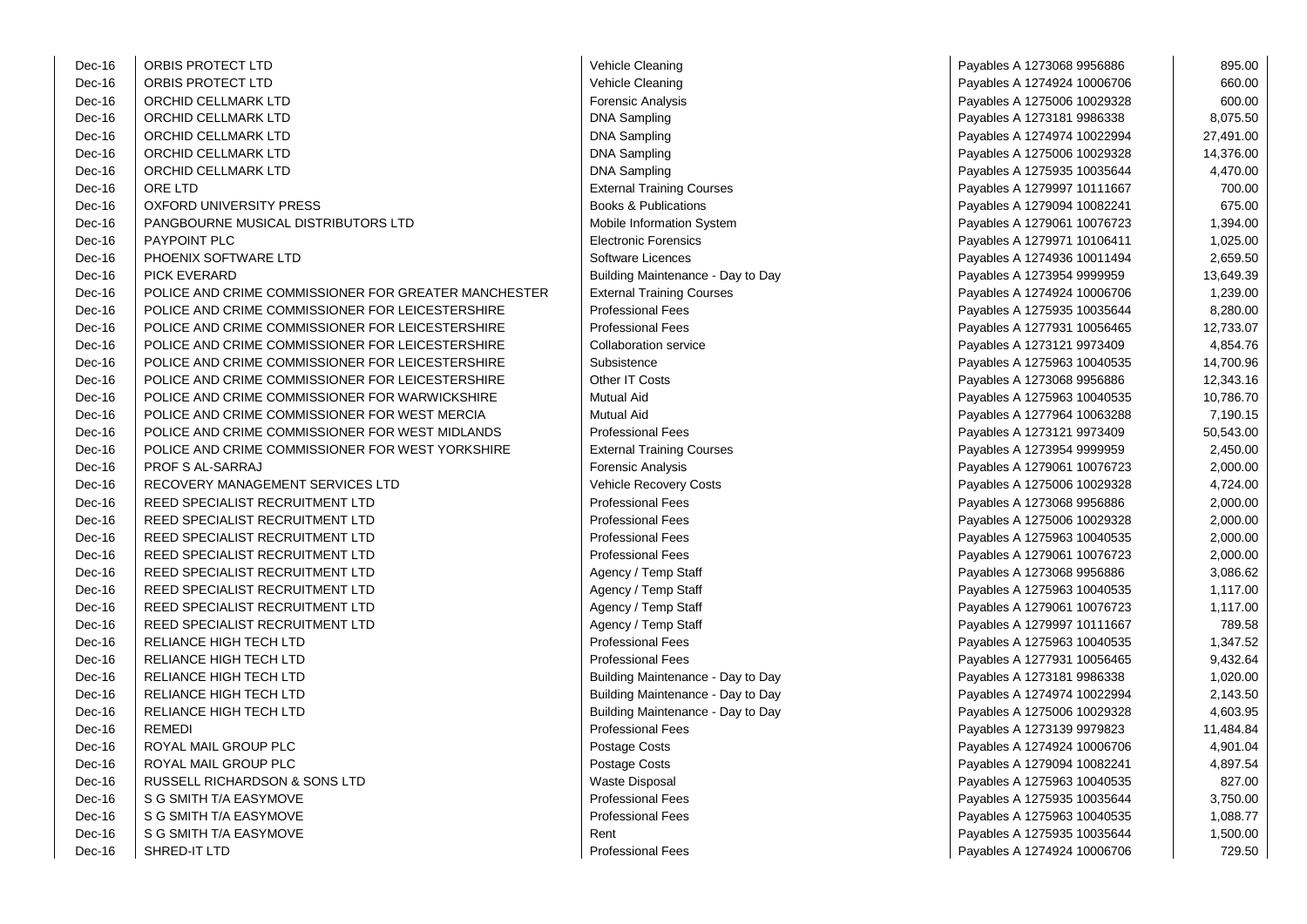| | | | | |
|---|---|---|---|---|
| Dec-16 | ORBIS PROTECT LTD | Vehicle Cleaning | Payables A 1273068 9956886 | 895.00 |
| Dec-16 | ORBIS PROTECT LTD | Vehicle Cleaning | Payables A 1274924 10006706 | 660.00 |
| Dec-16 | ORCHID CELLMARK LTD | Forensic Analysis | Payables A 1275006 10029328 | 600.00 |
| Dec-16 | ORCHID CELLMARK LTD | DNA Sampling | Payables A 1273181 9986338 | 8,075.50 |
| Dec-16 | ORCHID CELLMARK LTD | DNA Sampling | Payables A 1274974 10022994 | 27,491.00 |
| Dec-16 | ORCHID CELLMARK LTD | DNA Sampling | Payables A 1275006 10029328 | 14,376.00 |
| Dec-16 | ORCHID CELLMARK LTD | DNA Sampling | Payables A 1275935 10035644 | 4,470.00 |
| Dec-16 | ORE LTD | External Training Courses | Payables A 1279997 10111667 | 700.00 |
| Dec-16 | OXFORD UNIVERSITY PRESS | Books & Publications | Payables A 1279094 10082241 | 675.00 |
| Dec-16 | PANGBOURNE MUSICAL DISTRIBUTORS LTD | Mobile Information System | Payables A 1279061 10076723 | 1,394.00 |
| Dec-16 | PAYPOINT PLC | Electronic Forensics | Payables A 1279971 10106411 | 1,025.00 |
| Dec-16 | PHOENIX SOFTWARE LTD | Software Licences | Payables A 1274936 10011494 | 2,659.50 |
| Dec-16 | PICK EVERARD | Building Maintenance - Day to Day | Payables A 1273954 9999959 | 13,649.39 |
| Dec-16 | POLICE AND CRIME COMMISSIONER FOR GREATER MANCHESTER | External Training Courses | Payables A 1274924 10006706 | 1,239.00 |
| Dec-16 | POLICE AND CRIME COMMISSIONER FOR LEICESTERSHIRE | Professional Fees | Payables A 1275935 10035644 | 8,280.00 |
| Dec-16 | POLICE AND CRIME COMMISSIONER FOR LEICESTERSHIRE | Professional Fees | Payables A 1277931 10056465 | 12,733.07 |
| Dec-16 | POLICE AND CRIME COMMISSIONER FOR LEICESTERSHIRE | Collaboration service | Payables A 1273121 9973409 | 4,854.76 |
| Dec-16 | POLICE AND CRIME COMMISSIONER FOR LEICESTERSHIRE | Subsistence | Payables A 1275963 10040535 | 14,700.96 |
| Dec-16 | POLICE AND CRIME COMMISSIONER FOR LEICESTERSHIRE | Other IT Costs | Payables A 1273068 9956886 | 12,343.16 |
| Dec-16 | POLICE AND CRIME COMMISSIONER FOR WARWICKSHIRE | Mutual Aid | Payables A 1275963 10040535 | 10,786.70 |
| Dec-16 | POLICE AND CRIME COMMISSIONER FOR WEST MERCIA | Mutual Aid | Payables A 1277964 10063288 | 7,190.15 |
| Dec-16 | POLICE AND CRIME COMMISSIONER FOR WEST MIDLANDS | Professional Fees | Payables A 1273121 9973409 | 50,543.00 |
| Dec-16 | POLICE AND CRIME COMMISSIONER FOR WEST YORKSHIRE | External Training Courses | Payables A 1273954 9999959 | 2,450.00 |
| Dec-16 | PROF S AL-SARRAJ | Forensic Analysis | Payables A 1279061 10076723 | 2,000.00 |
| Dec-16 | RECOVERY MANAGEMENT SERVICES LTD | Vehicle Recovery Costs | Payables A 1275006 10029328 | 4,724.00 |
| Dec-16 | REED SPECIALIST RECRUITMENT LTD | Professional Fees | Payables A 1273068 9956886 | 2,000.00 |
| Dec-16 | REED SPECIALIST RECRUITMENT LTD | Professional Fees | Payables A 1275006 10029328 | 2,000.00 |
| Dec-16 | REED SPECIALIST RECRUITMENT LTD | Professional Fees | Payables A 1275963 10040535 | 2,000.00 |
| Dec-16 | REED SPECIALIST RECRUITMENT LTD | Professional Fees | Payables A 1279061 10076723 | 2,000.00 |
| Dec-16 | REED SPECIALIST RECRUITMENT LTD | Agency / Temp Staff | Payables A 1273068 9956886 | 3,086.62 |
| Dec-16 | REED SPECIALIST RECRUITMENT LTD | Agency / Temp Staff | Payables A 1275963 10040535 | 1,117.00 |
| Dec-16 | REED SPECIALIST RECRUITMENT LTD | Agency / Temp Staff | Payables A 1279061 10076723 | 1,117.00 |
| Dec-16 | REED SPECIALIST RECRUITMENT LTD | Agency / Temp Staff | Payables A 1279997 10111667 | 789.58 |
| Dec-16 | RELIANCE HIGH TECH LTD | Professional Fees | Payables A 1275963 10040535 | 1,347.52 |
| Dec-16 | RELIANCE HIGH TECH LTD | Professional Fees | Payables A 1277931 10056465 | 9,432.64 |
| Dec-16 | RELIANCE HIGH TECH LTD | Building Maintenance - Day to Day | Payables A 1273181 9986338 | 1,020.00 |
| Dec-16 | RELIANCE HIGH TECH LTD | Building Maintenance - Day to Day | Payables A 1274974 10022994 | 2,143.50 |
| Dec-16 | RELIANCE HIGH TECH LTD | Building Maintenance - Day to Day | Payables A 1275006 10029328 | 4,603.95 |
| Dec-16 | REMEDI | Professional Fees | Payables A 1273139 9979823 | 11,484.84 |
| Dec-16 | ROYAL MAIL GROUP PLC | Postage Costs | Payables A 1274924 10006706 | 4,901.04 |
| Dec-16 | ROYAL MAIL GROUP PLC | Postage Costs | Payables A 1279094 10082241 | 4,897.54 |
| Dec-16 | RUSSELL RICHARDSON & SONS LTD | Waste Disposal | Payables A 1275963 10040535 | 827.00 |
| Dec-16 | S G SMITH T/A EASYMOVE | Professional Fees | Payables A 1275935 10035644 | 3,750.00 |
| Dec-16 | S G SMITH T/A EASYMOVE | Professional Fees | Payables A 1275963 10040535 | 1,088.77 |
| Dec-16 | S G SMITH T/A EASYMOVE | Rent | Payables A 1275935 10035644 | 1,500.00 |
| Dec-16 | SHRED-IT LTD | Professional Fees | Payables A 1274924 10006706 | 729.50 |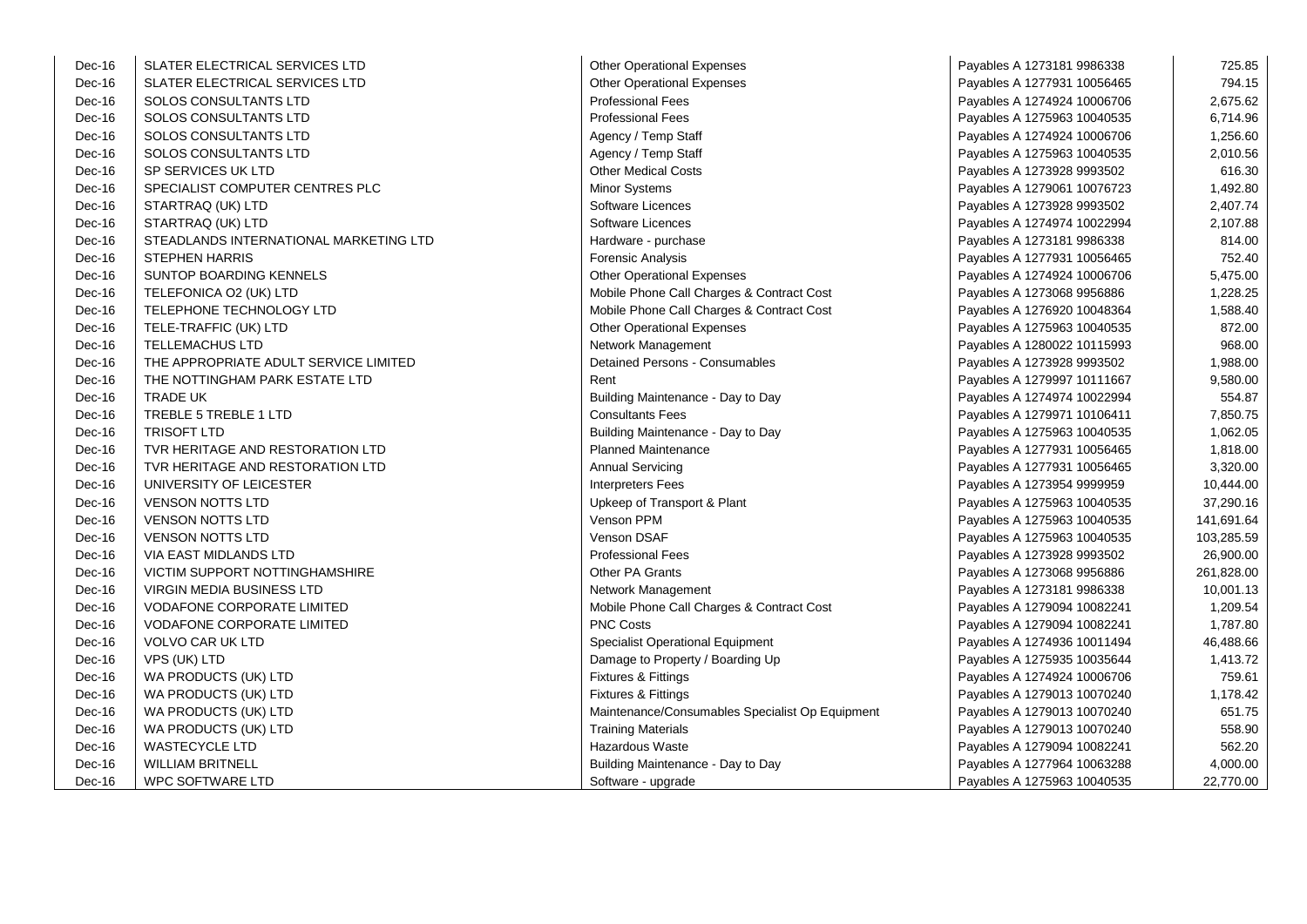| | | | | |
|---|---|---|---|---|
| Dec-16 | SLATER ELECTRICAL SERVICES LTD | Other Operational Expenses | Payables A 1273181 9986338 | 725.85 |
| Dec-16 | SLATER ELECTRICAL SERVICES LTD | Other Operational Expenses | Payables A 1277931 10056465 | 794.15 |
| Dec-16 | SOLOS CONSULTANTS LTD | Professional Fees | Payables A 1274924 10006706 | 2,675.62 |
| Dec-16 | SOLOS CONSULTANTS LTD | Professional Fees | Payables A 1275963 10040535 | 6,714.96 |
| Dec-16 | SOLOS CONSULTANTS LTD | Agency / Temp Staff | Payables A 1274924 10006706 | 1,256.60 |
| Dec-16 | SOLOS CONSULTANTS LTD | Agency / Temp Staff | Payables A 1275963 10040535 | 2,010.56 |
| Dec-16 | SP SERVICES UK LTD | Other Medical Costs | Payables A 1273928 9993502 | 616.30 |
| Dec-16 | SPECIALIST COMPUTER CENTRES PLC | Minor Systems | Payables A 1279061 10076723 | 1,492.80 |
| Dec-16 | STARTRAQ (UK) LTD | Software Licences | Payables A 1273928 9993502 | 2,407.74 |
| Dec-16 | STARTRAQ (UK) LTD | Software Licences | Payables A 1274974 10022994 | 2,107.88 |
| Dec-16 | STEADLANDS INTERNATIONAL MARKETING LTD | Hardware - purchase | Payables A 1273181 9986338 | 814.00 |
| Dec-16 | STEPHEN HARRIS | Forensic Analysis | Payables A 1277931 10056465 | 752.40 |
| Dec-16 | SUNTOP BOARDING KENNELS | Other Operational Expenses | Payables A 1274924 10006706 | 5,475.00 |
| Dec-16 | TELEFONICA O2 (UK) LTD | Mobile Phone Call Charges & Contract Cost | Payables A 1273068 9956886 | 1,228.25 |
| Dec-16 | TELEPHONE TECHNOLOGY LTD | Mobile Phone Call Charges & Contract Cost | Payables A 1276920 10048364 | 1,588.40 |
| Dec-16 | TELE-TRAFFIC (UK) LTD | Other Operational Expenses | Payables A 1275963 10040535 | 872.00 |
| Dec-16 | TELLEMACHUS LTD | Network Management | Payables A 1280022 10115993 | 968.00 |
| Dec-16 | THE APPROPRIATE ADULT SERVICE LIMITED | Detained Persons - Consumables | Payables A 1273928 9993502 | 1,988.00 |
| Dec-16 | THE NOTTINGHAM PARK ESTATE LTD | Rent | Payables A 1279997 10111667 | 9,580.00 |
| Dec-16 | TRADE UK | Building Maintenance - Day to Day | Payables A 1274974 10022994 | 554.87 |
| Dec-16 | TREBLE 5 TREBLE 1 LTD | Consultants Fees | Payables A 1279971 10106411 | 7,850.75 |
| Dec-16 | TRISOFT LTD | Building Maintenance - Day to Day | Payables A 1275963 10040535 | 1,062.05 |
| Dec-16 | TVR HERITAGE AND RESTORATION LTD | Planned Maintenance | Payables A 1277931 10056465 | 1,818.00 |
| Dec-16 | TVR HERITAGE AND RESTORATION LTD | Annual Servicing | Payables A 1277931 10056465 | 3,320.00 |
| Dec-16 | UNIVERSITY OF LEICESTER | Interpreters Fees | Payables A 1273954 9999959 | 10,444.00 |
| Dec-16 | VENSON NOTTS LTD | Upkeep of Transport & Plant | Payables A 1275963 10040535 | 37,290.16 |
| Dec-16 | VENSON NOTTS LTD | Venson PPM | Payables A 1275963 10040535 | 141,691.64 |
| Dec-16 | VENSON NOTTS LTD | Venson DSAF | Payables A 1275963 10040535 | 103,285.59 |
| Dec-16 | VIA EAST MIDLANDS LTD | Professional Fees | Payables A 1273928 9993502 | 26,900.00 |
| Dec-16 | VICTIM SUPPORT NOTTINGHAMSHIRE | Other PA Grants | Payables A 1273068 9956886 | 261,828.00 |
| Dec-16 | VIRGIN MEDIA BUSINESS LTD | Network Management | Payables A 1273181 9986338 | 10,001.13 |
| Dec-16 | VODAFONE CORPORATE LIMITED | Mobile Phone Call Charges & Contract Cost | Payables A 1279094 10082241 | 1,209.54 |
| Dec-16 | VODAFONE CORPORATE LIMITED | PNC Costs | Payables A 1279094 10082241 | 1,787.80 |
| Dec-16 | VOLVO CAR UK LTD | Specialist Operational Equipment | Payables A 1274936 10011494 | 46,488.66 |
| Dec-16 | VPS (UK) LTD | Damage to Property / Boarding Up | Payables A 1275935 10035644 | 1,413.72 |
| Dec-16 | WA PRODUCTS (UK) LTD | Fixtures & Fittings | Payables A 1274924 10006706 | 759.61 |
| Dec-16 | WA PRODUCTS (UK) LTD | Fixtures & Fittings | Payables A 1279013 10070240 | 1,178.42 |
| Dec-16 | WA PRODUCTS (UK) LTD | Maintenance/Consumables Specialist Op Equipment | Payables A 1279013 10070240 | 651.75 |
| Dec-16 | WA PRODUCTS (UK) LTD | Training Materials | Payables A 1279013 10070240 | 558.90 |
| Dec-16 | WASTECYCLE LTD | Hazardous Waste | Payables A 1279094 10082241 | 562.20 |
| Dec-16 | WILLIAM BRITNELL | Building Maintenance - Day to Day | Payables A 1277964 10063288 | 4,000.00 |
| Dec-16 | WPC SOFTWARE LTD | Software - upgrade | Payables A 1275963 10040535 | 22,770.00 |